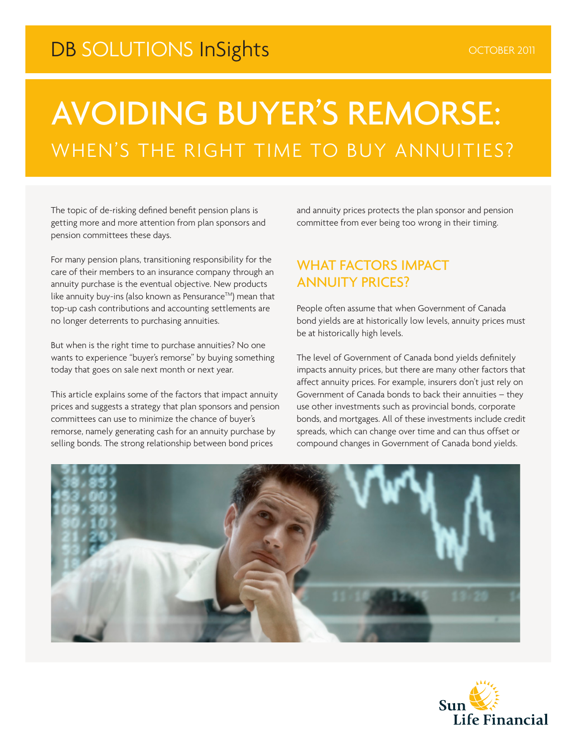DB SOLUTIONS InSights

OCTOBER 2011

# AVOIDING BUYER'S REMORSE:

## WHEN'S THE RIGHT TIME TO BUY ANNUITIES?

The topic of de-risking defined benefit pension plans is getting more and more attention from plan sponsors and pension committees these days.

For many pension plans, transitioning responsibility for the care of their members to an insurance company through an annuity purchase is the eventual objective. New products like annuity buy-ins (also known as Pensurance™) mean that top-up cash contributions and accounting settlements are no longer deterrents to purchasing annuities.

But when is the right time to purchase annuities? No one wants to experience "buyer's remorse" by buying something today that goes on sale next month or next year.

This article explains some of the factors that impact annuity prices and suggests a strategy that plan sponsors and pension committees can use to minimize the chance of buyer's remorse, namely generating cash for an annuity purchase by selling bonds. The strong relationship between bond prices and annuity prices protects the plan sponsor and pension committee from ever being too wrong in their timing.

## WHAT FACTORS IMPACT ANNUITY PRICES?

People often assume that when Government of Canada bond yields are at historically low levels, annuity prices must be at historically high levels.

The level of Government of Canada bond yields definitely impacts annuity prices, but there are many other factors that affect annuity prices. For example, insurers don't just rely on Government of Canada bonds to back their annuities – they use other investments such as provincial bonds, corporate bonds, and mortgages. All of these investments include credit spreads, which can change over time and can thus offset or compound changes in Government of Canada bond yields.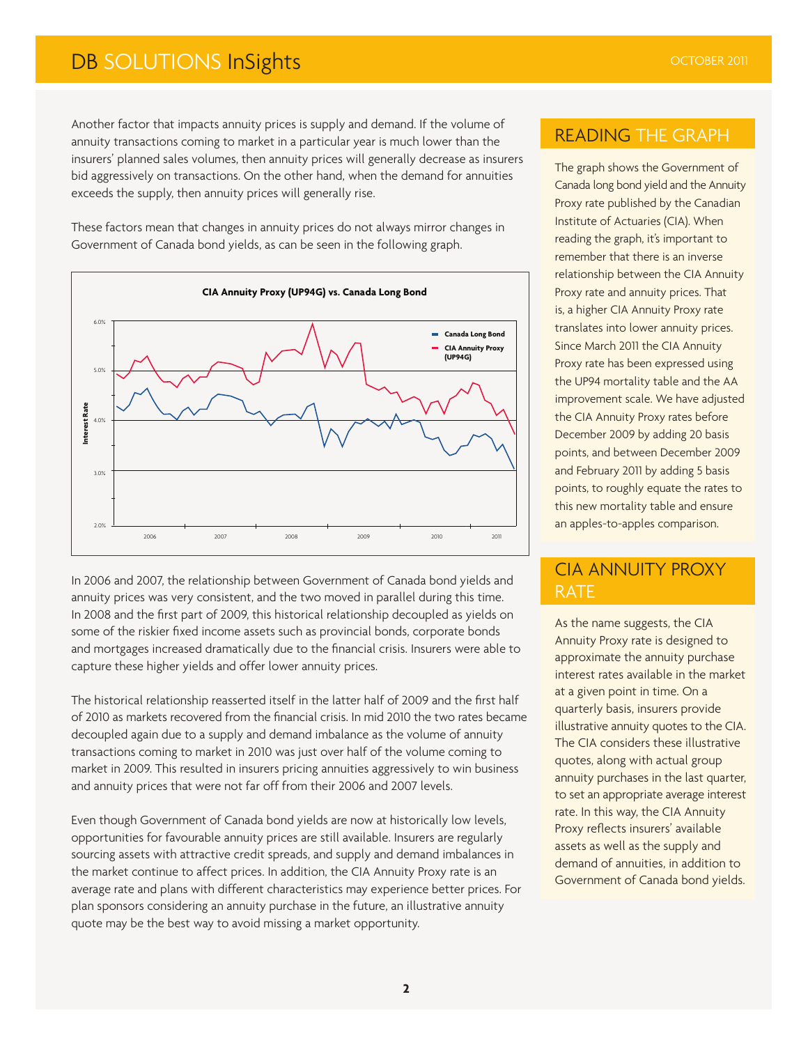Another factor that impacts annuity prices is supply and demand. If the volume of annuity transactions coming to market in a particular year is much lower than the insurers' planned sales volumes, then annuity prices will generally decrease as insurers bid aggressively on transactions. On the other hand, when the demand for annuities exceeds the supply, then annuity prices will generally rise.

These factors mean that changes in annuity prices do not always mirror changes in Government of Canada bond yields, as can be seen in the following graph.

**CIA Annuity Proxy (UP94G) vs. Canada Long Bond**

In 2006 and 2007, the relationship between Government of Canada bond yields and annuity prices was very consistent, and the two moved in parallel during this time. In 2008 and the first part of 2009, this historical relationship decoupled as yields on some of the riskier fixed income assets such as provincial bonds, corporate bonds and mortgages increased dramatically due to the financial crisis. Insurers were able to capture these higher yields and offer lower annuity prices.

The historical relationship reasserted itself in the latter half of 2009 and the first half of 2010 as markets recovered from the financial crisis. In mid 2010 the two rates became decoupled again due to a supply and demand imbalance as the volume of annuity transactions coming to market in 2010 was just over half of the volume coming to market in 2009. This resulted in insurers pricing annuities aggressively to win business and annuity prices that were not far off from their 2006 and 2007 levels.

Even though Government of Canada bond yields are now at historically low levels, opportunities for favourable annuity prices are still available. Insurers are regularly sourcing assets with attractive credit spreads, and supply and demand imbalances in the market continue to affect prices. In addition, the CIA Annuity Proxy rate is an average rate and plans with different characteristics may experience better prices. For plan sponsors considering an annuity purchase in the future, an illustrative annuity quote may be the best way to avoid missing a market opportunity.

## READING THE GRAPH

The graph shows the Government of Canada long bond yield and the Annuity Proxy rate published by the Canadian Institute of Actuaries (CIA). When reading the graph, it's important to remember that there is an inverse relationship between the CIA Annuity Proxy rate and annuity prices. That is, a higher CIA Annuity Proxy rate translates into lower annuity prices. Since March 2011 the CIA Annuity Proxy rate has been expressed using the UP94 mortality table and the AA improvement scale. We have adjusted the CIA Annuity Proxy rates before December 2009 by adding 20 basis points, and between December 2009 and February 2011 by adding 5 basis points, to roughly equate the rates to this new mortality table and ensure an apples-to-apples comparison.

## CIA ANNUITY PROXY RATE

As the name suggests, the CIA Annuity Proxy rate is designed to approximate the annuity purchase interest rates available in the market at a given point in time. On a quarterly basis, insurers provide illustrative annuity quotes to the CIA. The CIA considers these illustrative quotes, along with actual group annuity purchases in the last quarter, to set an appropriate average interest rate. In this way, the CIA Annuity Proxy reflects insurers' available assets as well as the supply and demand of annuities, in addition to Government of Canada bond yields.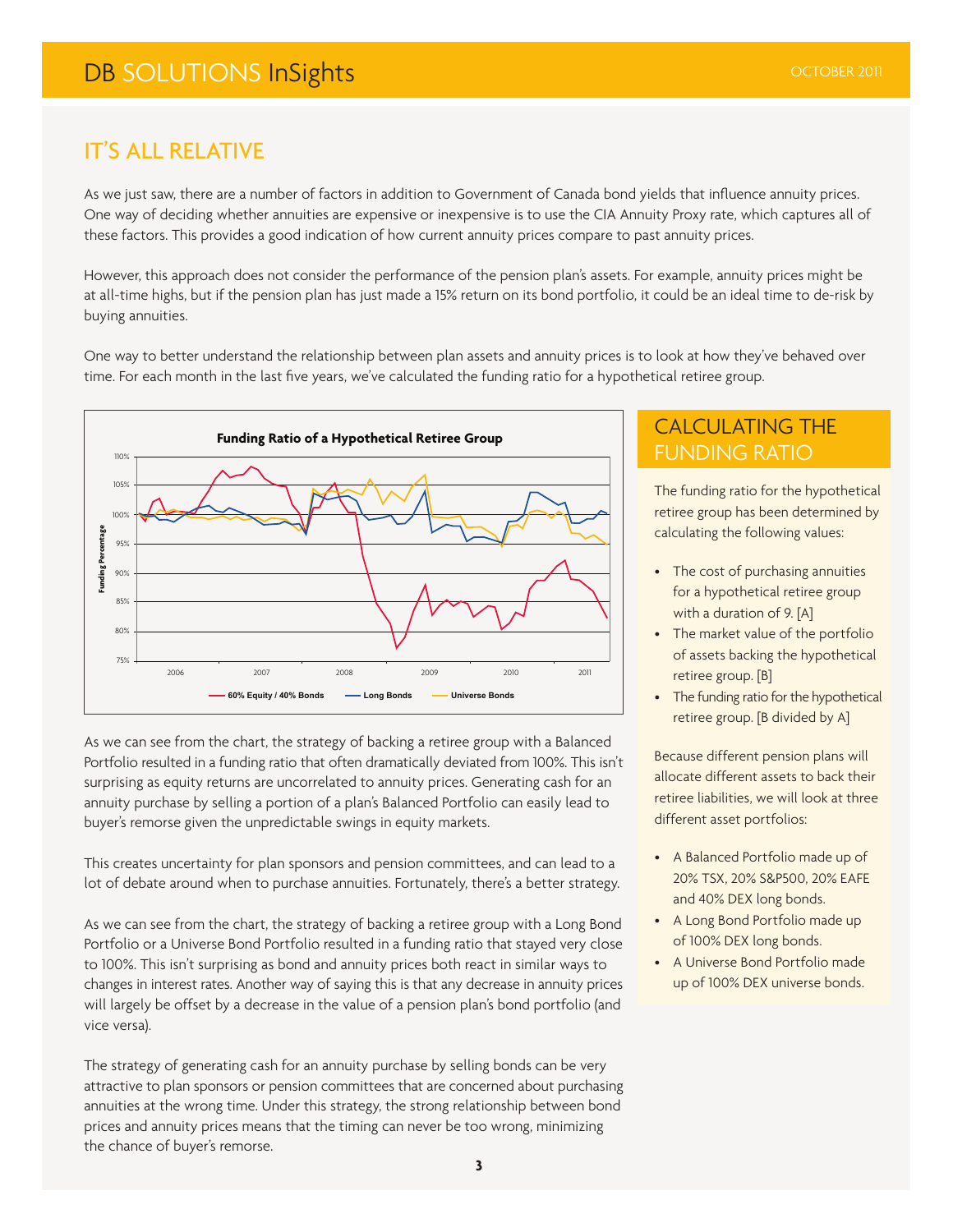## IT'S ALL RELATIVE

As we just saw, there are a number of factors in addition to Government of Canada bond yields that influence annuity prices. One way of deciding whether annuities are expensive or inexpensive is to use the CIA Annuity Proxy rate, which captures all of these factors. This provides a good indication of how current annuity prices compare to past annuity prices.

However, this approach does not consider the performance of the pension plan's assets. For example, annuity prices might be at all-time highs, but if the pension plan has just made a 15% return on its bond portfolio, it could be an ideal time to de-risk by buying annuities.

One way to better understand the relationship between plan assets and annuity prices is to look at how they've behaved over time. For each month in the last five years, we've calculated the funding ratio for a hypothetical retiree group.

**Funding Ratio of a Hypothetical Retiree Group**

(Chart: Funding Percentage, 75%–110%, 2006–2011; series: 60% Equity / 40% Bonds, Long Bonds, Universe Bonds)

As we can see from the chart, the strategy of backing a retiree group with a Balanced Portfolio resulted in a funding ratio that often dramatically deviated from 100%. This isn't surprising as equity returns are uncorrelated to annuity prices. Generating cash for an annuity purchase by selling a portion of a plan's Balanced Portfolio can easily lead to buyer's remorse given the unpredictable swings in equity markets.

This creates uncertainty for plan sponsors and pension committees, and can lead to a lot of debate around when to purchase annuities. Fortunately, there's a better strategy.

As we can see from the chart, the strategy of backing a retiree group with a Long Bond Portfolio or a Universe Bond Portfolio resulted in a funding ratio that stayed very close to 100%. This isn't surprising as bond and annuity prices both react in similar ways to changes in interest rates. Another way of saying this is that any decrease in annuity prices will largely be offset by a decrease in the value of a pension plan's bond portfolio (and vice versa).

The strategy of generating cash for an annuity purchase by selling bonds can be very attractive to plan sponsors or pension committees that are concerned about purchasing annuities at the wrong time. Under this strategy, the strong relationship between bond prices and annuity prices means that the timing can never be too wrong, minimizing the chance of buyer's remorse.

## CALCULATING THE FUNDING RATIO

The funding ratio for the hypothetical retiree group has been determined by calculating the following values:

- The cost of purchasing annuities for a hypothetical retiree group with a duration of 9. [A]
- The market value of the portfolio of assets backing the hypothetical retiree group. [B]
- The funding ratio for the hypothetical retiree group. [B divided by A]

Because different pension plans will allocate different assets to back their retiree liabilities, we will look at three different asset portfolios:

- A Balanced Portfolio made up of 20% TSX, 20% S&P500, 20% EAFE and 40% DEX long bonds.
- A Long Bond Portfolio made up of 100% DEX long bonds.
- A Universe Bond Portfolio made up of 100% DEX universe bonds.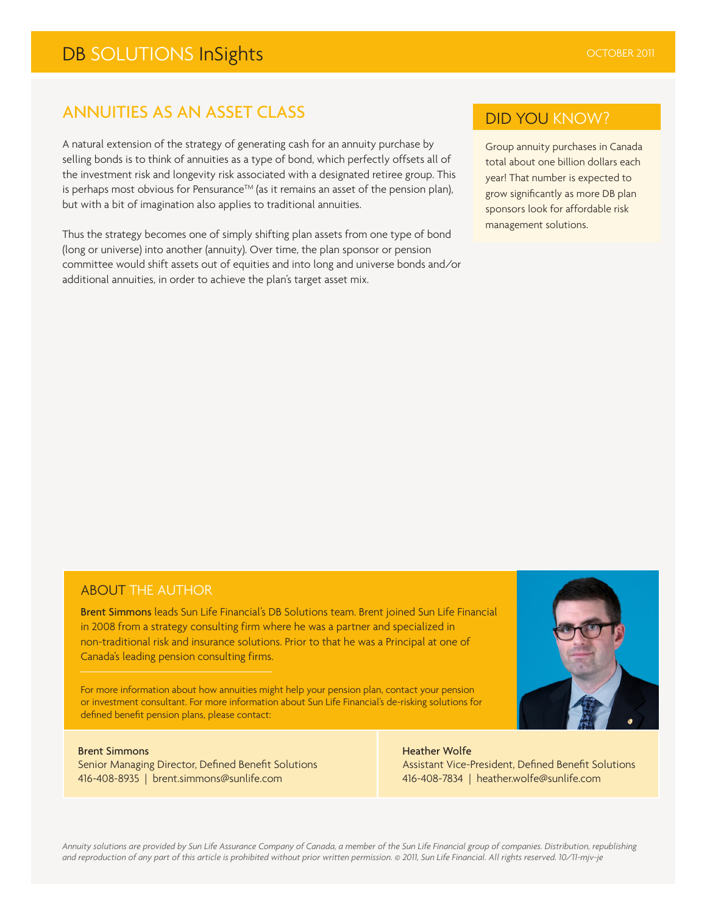## ANNUITIES AS AN ASSET CLASS

A natural extension of the strategy of generating cash for an annuity purchase by selling bonds is to think of annuities as a type of bond, which perfectly offsets all of the investment risk and longevity risk associated with a designated retiree group. This is perhaps most obvious for Pensurance™ (as it remains an asset of the pension plan), but with a bit of imagination also applies to traditional annuities.

Thus the strategy becomes one of simply shifting plan assets from one type of bond (long or universe) into another (annuity). Over time, the plan sponsor or pension committee would shift assets out of equities and into long and universe bonds and/or additional annuities, in order to achieve the plan's target asset mix.

## DID YOU KNOW?

Group annuity purchases in Canada total about one billion dollars each year! That number is expected to grow significantly as more DB plan sponsors look for affordable risk management solutions.

## ABOUT THE AUTHOR

**Brent Simmons** leads Sun Life Financial's DB Solutions team. Brent joined Sun Life Financial in 2008 from a strategy consulting firm where he was a partner and specialized in non-traditional risk and insurance solutions. Prior to that he was a Principal at one of Canada's leading pension consulting firms.

For more information about how annuities might help your pension plan, contact your pension or investment consultant. For more information about Sun Life Financial's de-risking solutions for defined benefit pension plans, please contact:

**Brent Simmons**
Senior Managing Director, Defined Benefit Solutions
416-408-8935 | brent.simmons@sunlife.com

**Heather Wolfe**
Assistant Vice-President, Defined Benefit Solutions
416-408-7834 | heather.wolfe@sunlife.com

*Annuity solutions are provided by Sun Life Assurance Company of Canada, a member of the Sun Life Financial group of companies. Distribution, republishing and reproduction of any part of this article is prohibited without prior written permission. © 2011, Sun Life Financial. All rights reserved. 10/11-mjv-je*